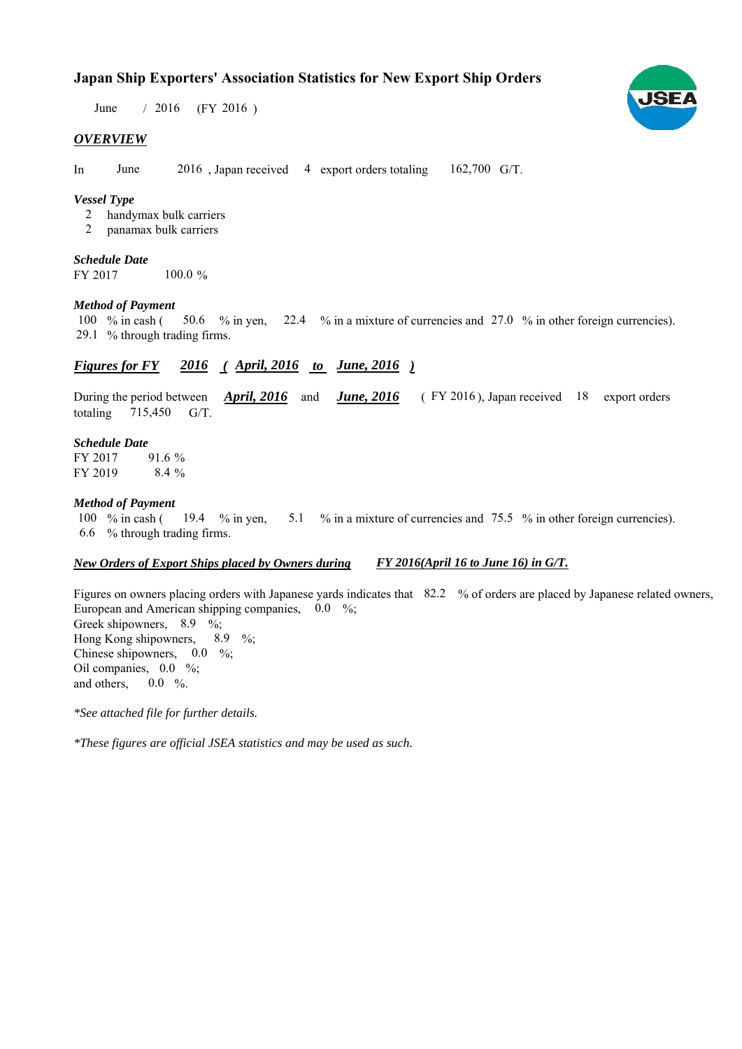# Japan Ship Exporters' Association Statistics for New Export Ship Orders

June / 2016 (FY 2016 )

## *OVERVIEW*

In June 2016 , Japan received 4 export orders totaling 162,700 G/T.

### *Vessel Type*

2 handymax bulk carriers
2 panamax bulk carriers

### *Schedule Date*

FY 2017 100.0 %

### *Method of Payment*

100 % in cash ( 50.6 % in yen, 22.4 % in a mixture of currencies and 27.0 % in other foreign currencies).
29.1 % through trading firms.

## *Figures for FY 2016 ( April, 2016 to June, 2016 )*

During the period between *April, 2016* and *June, 2016* ( FY 2016 ), Japan received 18 export orders totaling 715,450 G/T.

### *Schedule Date*

FY 2017 91.6 %
FY 2019 8.4 %

### *Method of Payment*

100 % in cash ( 19.4 % in yen, 5.1 % in a mixture of currencies and 75.5 % in other foreign currencies).
6.6 % through trading firms.

### *New Orders of Export Ships placed by Owners during FY 2016(April 16 to June 16) in G/T.*

Figures on owners placing orders with Japanese yards indicates that 82.2 % of orders are placed by Japanese related owners,
European and American shipping companies, 0.0 %;
Greek shipowners, 8.9 %;
Hong Kong shipowners, 8.9 %;
Chinese shipowners, 0.0 %;
Oil companies, 0.0 %;
and others, 0.0 %.

*\*See attached file for further details.*

*\*These figures are official JSEA statistics and may be used as such.*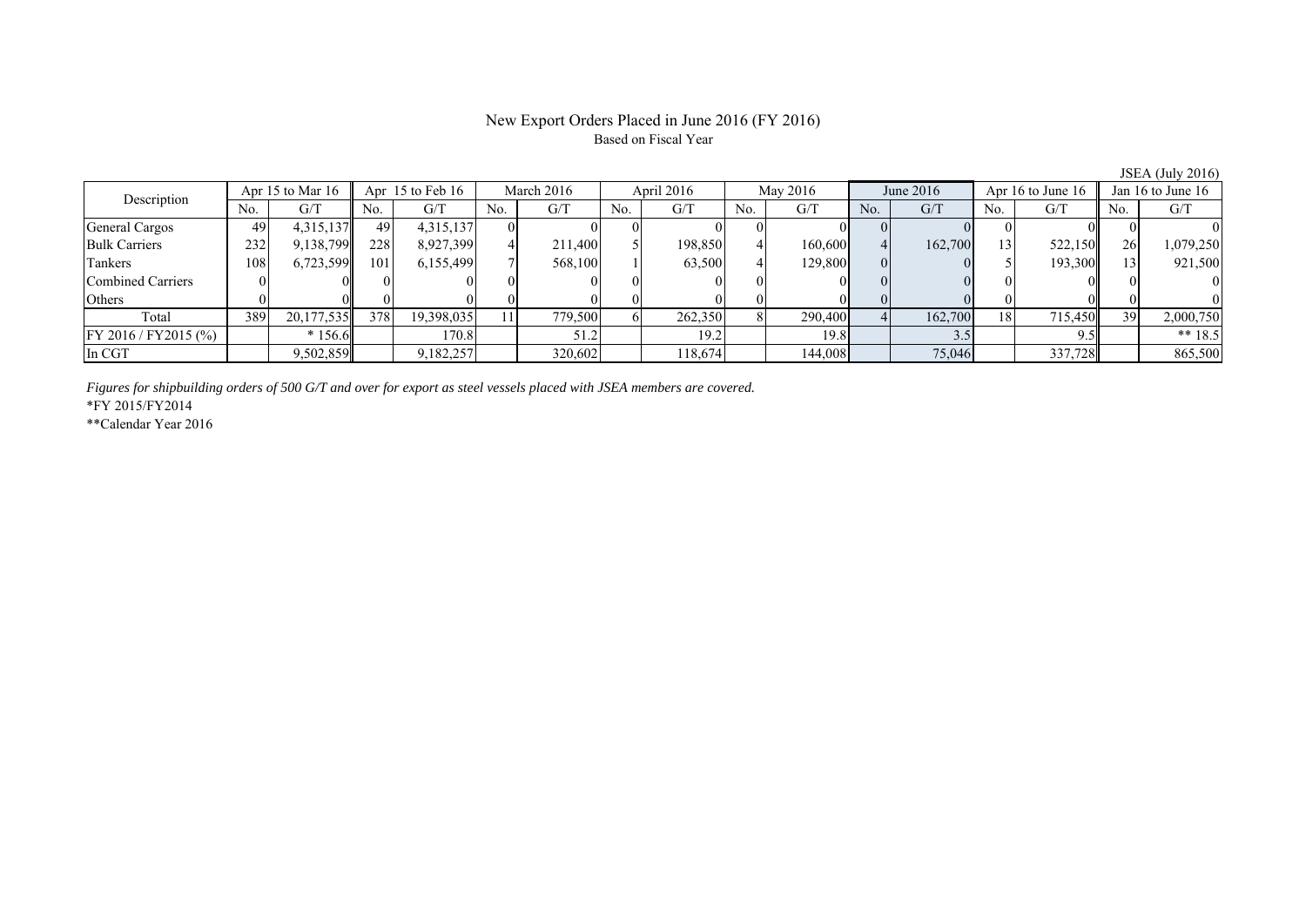# New Export Orders Placed in June 2016 (FY 2016)

Based on Fiscal Year

JSEA (July 2016)

| Description | Apr 15 to Mar 16 | | Apr 15 to Feb 16 | | March 2016 | | April 2016 | | May 2016 | | June 2016 | | Apr 16 to June 16 | | Jan 16 to June 16 | |
|---|---|---|---|---|---|---|---|---|---|---|---|---|---|---|---|---|
| | No. | G/T | No. | G/T | No. | G/T | No. | G/T | No. | G/T | No. | G/T | No. | G/T | No. | G/T |
| General Cargos | 49 | 4,315,137 | 49 | 4,315,137 | 0 | 0 | 0 | 0 | 0 | 0 | 0 | 0 | 0 | 0 | 0 | 0 |
| Bulk Carriers | 232 | 9,138,799 | 228 | 8,927,399 | 4 | 211,400 | 5 | 198,850 | 4 | 160,600 | 4 | 162,700 | 13 | 522,150 | 26 | 1,079,250 |
| Tankers | 108 | 6,723,599 | 101 | 6,155,499 | 7 | 568,100 | 1 | 63,500 | 4 | 129,800 | 0 | 0 | 5 | 193,300 | 13 | 921,500 |
| Combined Carriers | 0 | 0 | 0 | 0 | 0 | 0 | 0 | 0 | 0 | 0 | 0 | 0 | 0 | 0 | 0 | 0 |
| Others | 0 | 0 | 0 | 0 | 0 | 0 | 0 | 0 | 0 | 0 | 0 | 0 | 0 | 0 | 0 | 0 |
| Total | 389 | 20,177,535 | 378 | 19,398,035 | 11 | 779,500 | 6 | 262,350 | 8 | 290,400 | 4 | 162,700 | 18 | 715,450 | 39 | 2,000,750 |
| FY 2016 / FY2015 (%) | | * 156.6 | | 170.8 | | 51.2 | | 19.2 | | 19.8 | | 3.5 | | 9.5 | | ** 18.5 |
| In CGT | | 9,502,859 | | 9,182,257 | | 320,602 | | 118,674 | | 144,008 | | 75,046 | | 337,728 | | 865,500 |

*Figures for shipbuilding orders of 500 G/T and over for export as steel vessels placed with JSEA members are covered.*

*FY 2015/FY2014

**Calendar Year 2016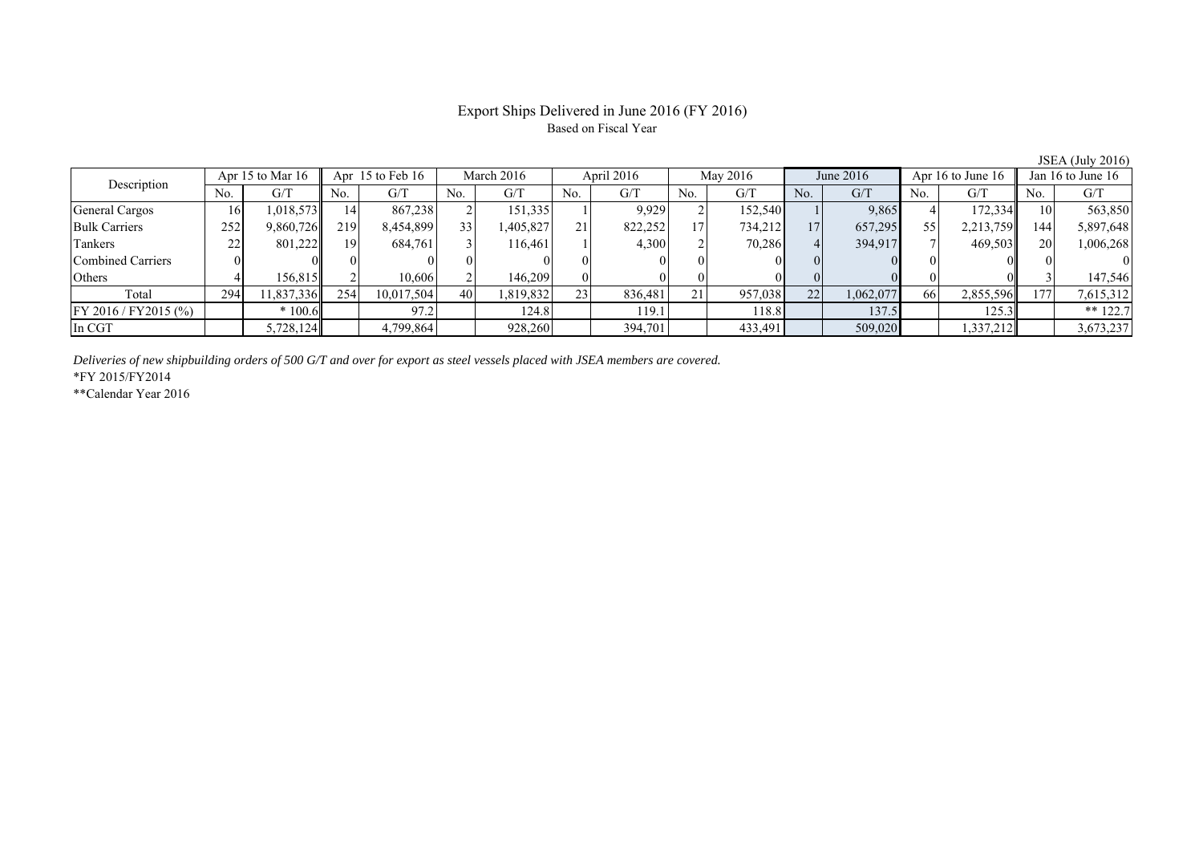# Export Ships Delivered in June 2016 (FY 2016)

Based on Fiscal Year

JSEA (July 2016)

| Description | Apr 15 to Mar 16 | | Apr 15 to Feb 16 | | March 2016 | | April 2016 | | May 2016 | | June 2016 | | Apr 16 to June 16 | | Jan 16 to June 16 | |
|---|---|---|---|---|---|---|---|---|---|---|---|---|---|---|---|---|
| | No. | G/T | No. | G/T | No. | G/T | No. | G/T | No. | G/T | No. | G/T | No. | G/T | No. | G/T |
| General Cargos | 16 | 1,018,573 | 14 | 867,238 | 2 | 151,335 | 1 | 9,929 | 2 | 152,540 | 1 | 9,865 | 4 | 172,334 | 10 | 563,850 |
| Bulk Carriers | 252 | 9,860,726 | 219 | 8,454,899 | 33 | 1,405,827 | 21 | 822,252 | 17 | 734,212 | 17 | 657,295 | 55 | 2,213,759 | 144 | 5,897,648 |
| Tankers | 22 | 801,222 | 19 | 684,761 | 3 | 116,461 | 1 | 4,300 | 2 | 70,286 | 4 | 394,917 | 7 | 469,503 | 20 | 1,006,268 |
| Combined Carriers | 0 | 0 | 0 | 0 | 0 | 0 | 0 | 0 | 0 | 0 | 0 | 0 | 0 | 0 | 0 | 0 |
| Others | 4 | 156,815 | 2 | 10,606 | 2 | 146,209 | 0 | 0 | 0 | 0 | 0 | 0 | 0 | 0 | 3 | 147,546 |
| Total | 294 | 11,837,336 | 254 | 10,017,504 | 40 | 1,819,832 | 23 | 836,481 | 21 | 957,038 | 22 | 1,062,077 | 66 | 2,855,596 | 177 | 7,615,312 |
| FY 2016 / FY2015 (%) | | * 100.6 | | 97.2 | | 124.8 | | 119.1 | | 118.8 | | 137.5 | | 125.3 | | ** 122.7 |
| In CGT | | 5,728,124 | | 4,799,864 | | 928,260 | | 394,701 | | 433,491 | | 509,020 | | 1,337,212 | | 3,673,237 |

*Deliveries of new shipbuilding orders of 500 G/T and over for export as steel vessels placed with JSEA members are covered.*

*FY 2015/FY2014

**Calendar Year 2016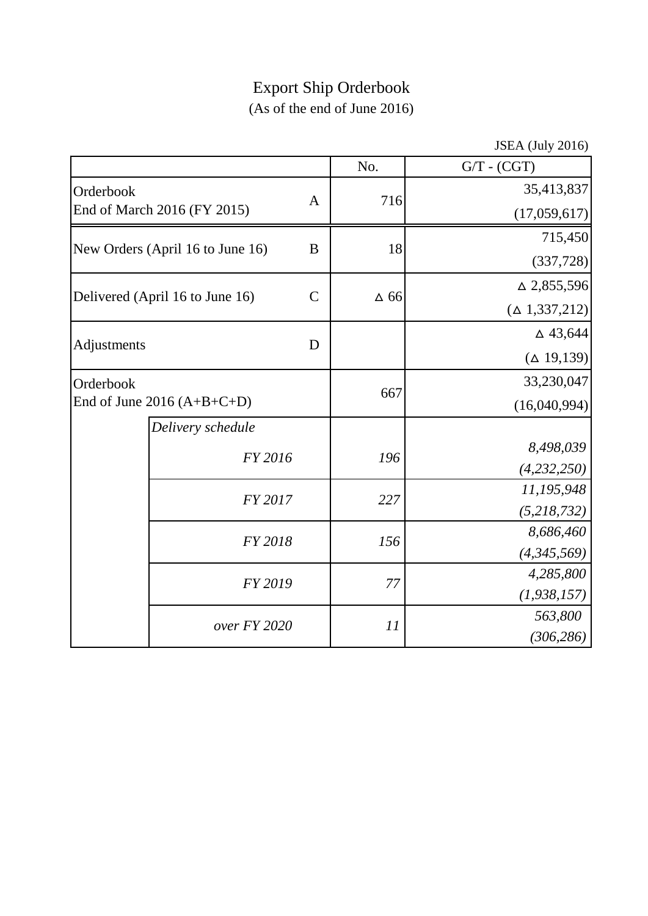# Export Ship Orderbook

(As of the end of June 2016)

JSEA (July 2016)

| | | | No. | G/T - (CGT) |
|---|---|---|---|---|
| Orderbook<br>End of March 2016 (FY 2015) | | A | 716 | 35,413,837<br>(17,059,617) |
| New Orders (April 16 to June 16) | | B | 18 | 715,450<br>(337,728) |
| Delivered (April 16 to June 16) | | C | ∆ 66 | ∆ 2,855,596<br>(∆ 1,337,212) |
| Adjustments | | D | | ∆ 43,644<br>(∆ 19,139) |
| Orderbook<br>End of June 2016 (A+B+C+D) | | | 667 | 33,230,047<br>(16,040,994) |
| | *Delivery schedule* | | | |
| | *FY 2016* | | *196* | *8,498,039*<br>*(4,232,250)* |
| | *FY 2017* | | *227* | *11,195,948*<br>*(5,218,732)* |
| | *FY 2018* | | *156* | *8,686,460*<br>*(4,345,569)* |
| | *FY 2019* | | *77* | *4,285,800*<br>*(1,938,157)* |
| | *over FY 2020* | | *11* | *563,800*<br>*(306,286)* |